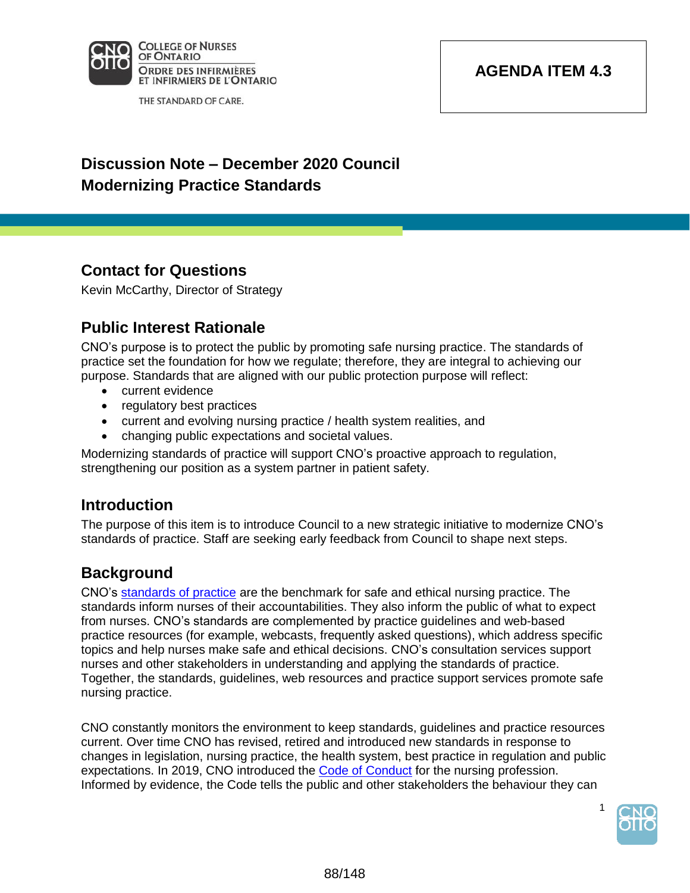AGENDA ITEM 4.3

# Discussion Note – December 2020 Council Modernizing Practice Standards

## Contact for Questions

Kevin McCarthy, Director of Strategy

## Public Interest Rationale

CNO's purpose is to protect the public by promoting safe nursing practice. The standards of practice set the foundation for how we regulate; therefore, they are integral to achieving our purpose. Standards that are aligned with our public protection purpose will reflect:

- current evidence
- regulatory best practices
- current and evolving nursing practice / health system realities, and
- changing public expectations and societal values.

Modernizing standards of practice will support CNO's proactive approach to regulation, strengthening our position as a system partner in patient safety.

## Introduction

The purpose of this item is to introduce Council to a new strategic initiative to modernize CNO's standards of practice. Staff are seeking early feedback from Council to shape next steps.

## Background

CNO's standards of practice are the benchmark for safe and ethical nursing practice. The standards inform nurses of their accountabilities. They also inform the public of what to expect from nurses. CNO's standards are complemented by practice guidelines and web-based practice resources (for example, webcasts, frequently asked questions), which address specific topics and help nurses make safe and ethical decisions. CNO's consultation services support nurses and other stakeholders in understanding and applying the standards of practice. Together, the standards, guidelines, web resources and practice support services promote safe nursing practice.

CNO constantly monitors the environment to keep standards, guidelines and practice resources current. Over time CNO has revised, retired and introduced new standards in response to changes in legislation, nursing practice, the health system, best practice in regulation and public expectations. In 2019, CNO introduced the Code of Conduct for the nursing profession. Informed by evidence, the Code tells the public and other stakeholders the behaviour they can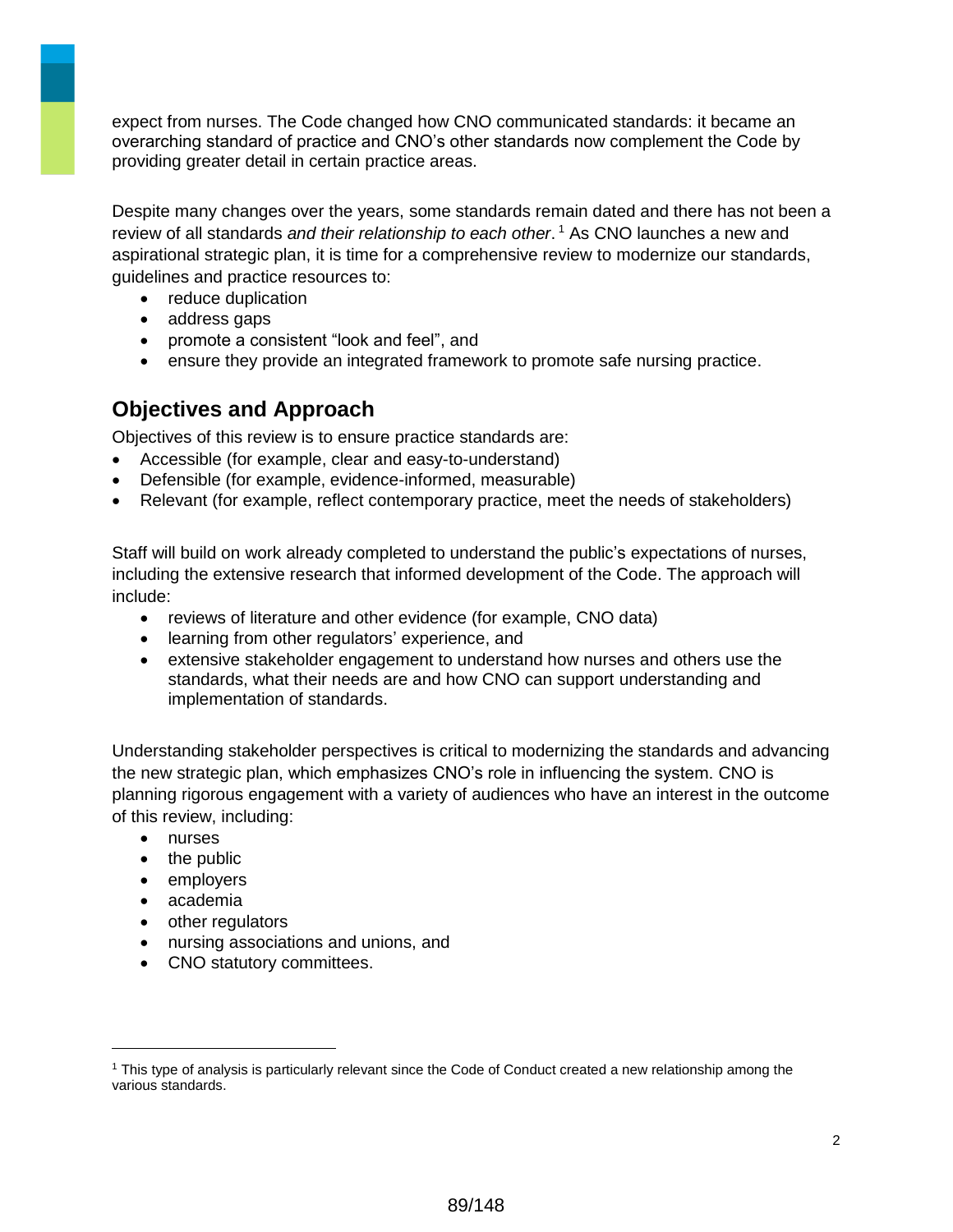expect from nurses. The Code changed how CNO communicated standards: it became an overarching standard of practice and CNO's other standards now complement the Code by providing greater detail in certain practice areas.

Despite many changes over the years, some standards remain dated and there has not been a review of all standards *and their relationship to each other*.[1] As CNO launches a new and aspirational strategic plan, it is time for a comprehensive review to modernize our standards, guidelines and practice resources to:

- reduce duplication
- address gaps
- promote a consistent "look and feel", and
- ensure they provide an integrated framework to promote safe nursing practice.

## Objectives and Approach

Objectives of this review is to ensure practice standards are:

- Accessible (for example, clear and easy-to-understand)
- Defensible (for example, evidence-informed, measurable)
- Relevant (for example, reflect contemporary practice, meet the needs of stakeholders)

Staff will build on work already completed to understand the public's expectations of nurses, including the extensive research that informed development of the Code. The approach will include:

- reviews of literature and other evidence (for example, CNO data)
- learning from other regulators' experience, and
- extensive stakeholder engagement to understand how nurses and others use the standards, what their needs are and how CNO can support understanding and implementation of standards.

Understanding stakeholder perspectives is critical to modernizing the standards and advancing the new strategic plan, which emphasizes CNO's role in influencing the system. CNO is planning rigorous engagement with a variety of audiences who have an interest in the outcome of this review, including:

- nurses
- the public
- employers
- academia
- other regulators
- nursing associations and unions, and
- CNO statutory committees.

[1] This type of analysis is particularly relevant since the Code of Conduct created a new relationship among the various standards.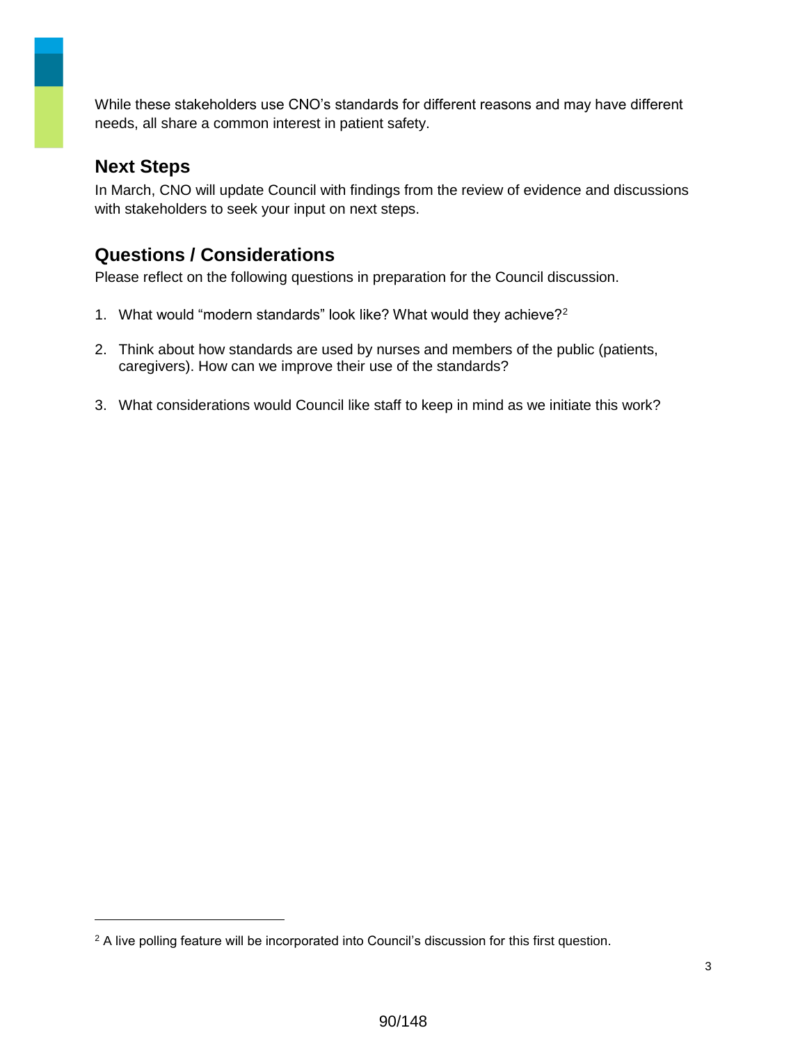While these stakeholders use CNO's standards for different reasons and may have different needs, all share a common interest in patient safety.

## Next Steps

In March, CNO will update Council with findings from the review of evidence and discussions with stakeholders to seek your input on next steps.

## Questions / Considerations

Please reflect on the following questions in preparation for the Council discussion.

1. What would "modern standards" look like? What would they achieve?[2]
2. Think about how standards are used by nurses and members of the public (patients, caregivers). How can we improve their use of the standards?
3. What considerations would Council like staff to keep in mind as we initiate this work?

---

[2] A live polling feature will be incorporated into Council's discussion for this first question.